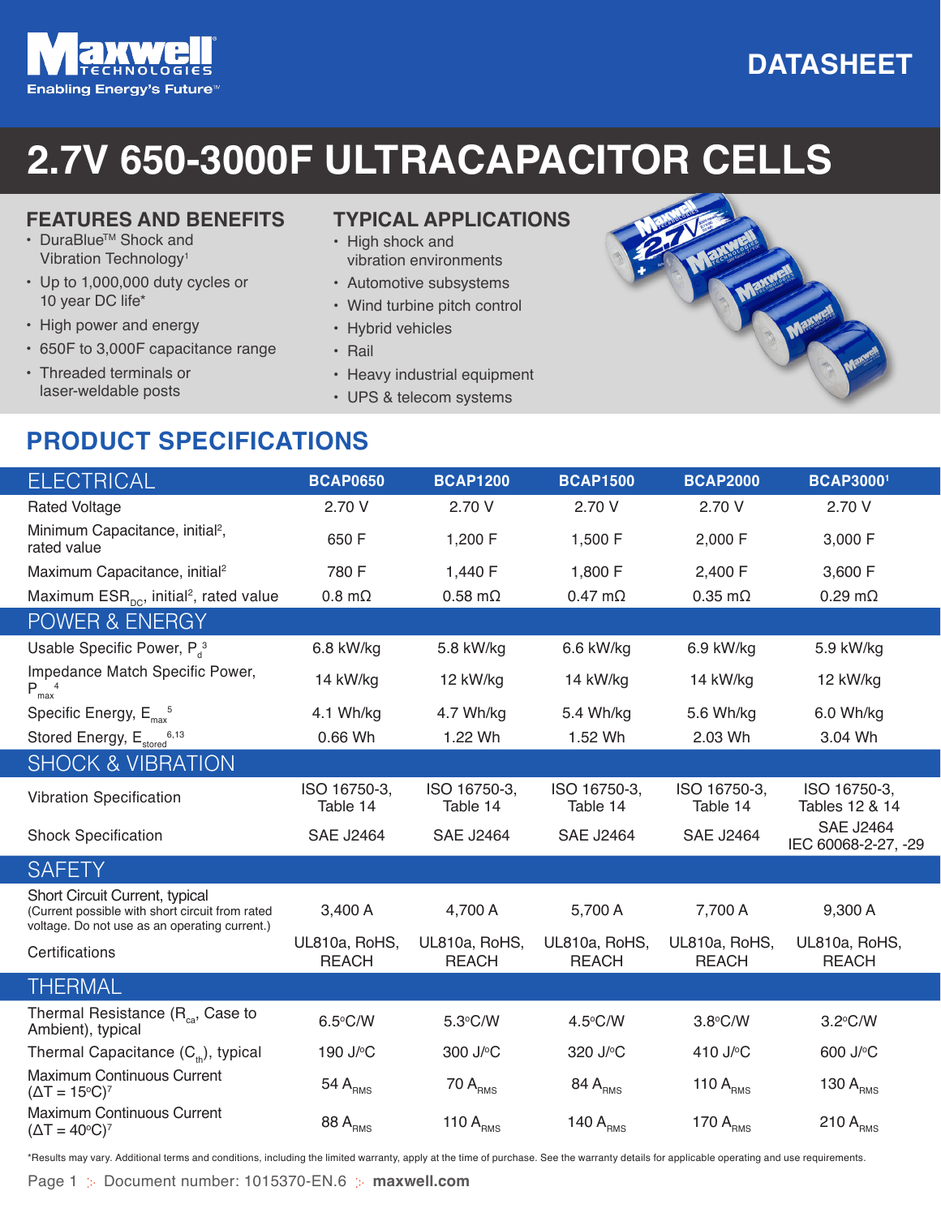Maxwell TECHNOLOGIES
Enabling Energy's Future™

DATASHEET

# 2.7V 650-3000F ULTRACAPACITOR CELLS

## FEATURES AND BENEFITS

- DuraBlue™ Shock and Vibration Technology[1]
- Up to 1,000,000 duty cycles or 10 year DC life*
- High power and energy
- 650F to 3,000F capacitance range
- Threaded terminals or laser-weldable posts

## TYPICAL APPLICATIONS

- High shock and vibration environments
- Automotive subsystems
- Wind turbine pitch control
- Hybrid vehicles
- Rail
- Heavy industrial equipment
- UPS & telecom systems

## PRODUCT SPECIFICATIONS

| ELECTRICAL | BCAP0650 | BCAP1200 | BCAP1500 | BCAP2000 | BCAP3000[1] |
|---|---|---|---|---|---|
| Rated Voltage | 2.70 V | 2.70 V | 2.70 V | 2.70 V | 2.70 V |
| Minimum Capacitance, initial[2], rated value | 650 F | 1,200 F | 1,500 F | 2,000 F | 3,000 F |
| Maximum Capacitance, initial[2] | 780 F | 1,440 F | 1,800 F | 2,400 F | 3,600 F |
| Maximum $ESR_{DC}$, initial[2], rated value | 0.8 mΩ | 0.58 mΩ | 0.47 mΩ | 0.35 mΩ | 0.29 mΩ |
| **POWER & ENERGY** | | | | | |
| Usable Specific Power, $P_d$[3] | 6.8 kW/kg | 5.8 kW/kg | 6.6 kW/kg | 6.9 kW/kg | 5.9 kW/kg |
| Impedance Match Specific Power, $P_{max}$[4] | 14 kW/kg | 12 kW/kg | 14 kW/kg | 14 kW/kg | 12 kW/kg |
| Specific Energy, $E_{max}$[5] | 4.1 Wh/kg | 4.7 Wh/kg | 5.4 Wh/kg | 5.6 Wh/kg | 6.0 Wh/kg |
| Stored Energy, $E_{stored}$[6,13] | 0.66 Wh | 1.22 Wh | 1.52 Wh | 2.03 Wh | 3.04 Wh |
| **SHOCK & VIBRATION** | | | | | |
| Vibration Specification | ISO 16750-3, Table 14 | ISO 16750-3, Table 14 | ISO 16750-3, Table 14 | ISO 16750-3, Table 14 | ISO 16750-3, Tables 12 & 14 |
| Shock Specification | SAE J2464 | SAE J2464 | SAE J2464 | SAE J2464 | SAE J2464 IEC 60068-2-27, -29 |
| **SAFETY** | | | | | |
| Short Circuit Current, typical (Current possible with short circuit from rated voltage. Do not use as an operating current.) | 3,400 A | 4,700 A | 5,700 A | 7,700 A | 9,300 A |
| Certifications | UL810a, RoHS, REACH | UL810a, RoHS, REACH | UL810a, RoHS, REACH | UL810a, RoHS, REACH | UL810a, RoHS, REACH |
| **THERMAL** | | | | | |
| Thermal Resistance ($R_{ca}$, Case to Ambient), typical | 6.5°C/W | 5.3°C/W | 4.5°C/W | 3.8°C/W | 3.2°C/W |
| Thermal Capacitance ($C_{th}$), typical | 190 J/°C | 300 J/°C | 320 J/°C | 410 J/°C | 600 J/°C |
| Maximum Continuous Current (ΔT = 15°C)[7] | 54 $A_{RMS}$ | 70 $A_{RMS}$ | 84 $A_{RMS}$ | 110 $A_{RMS}$ | 130 $A_{RMS}$ |
| Maximum Continuous Current (ΔT = 40°C)[7] | 88 $A_{RMS}$ | 110 $A_{RMS}$ | 140 $A_{RMS}$ | 170 $A_{RMS}$ | 210 $A_{RMS}$ |

*Results may vary. Additional terms and conditions, including the limited warranty, apply at the time of purchase. See the warranty details for applicable operating and use requirements.

Document number: 1015370-EN.6 maxwell.com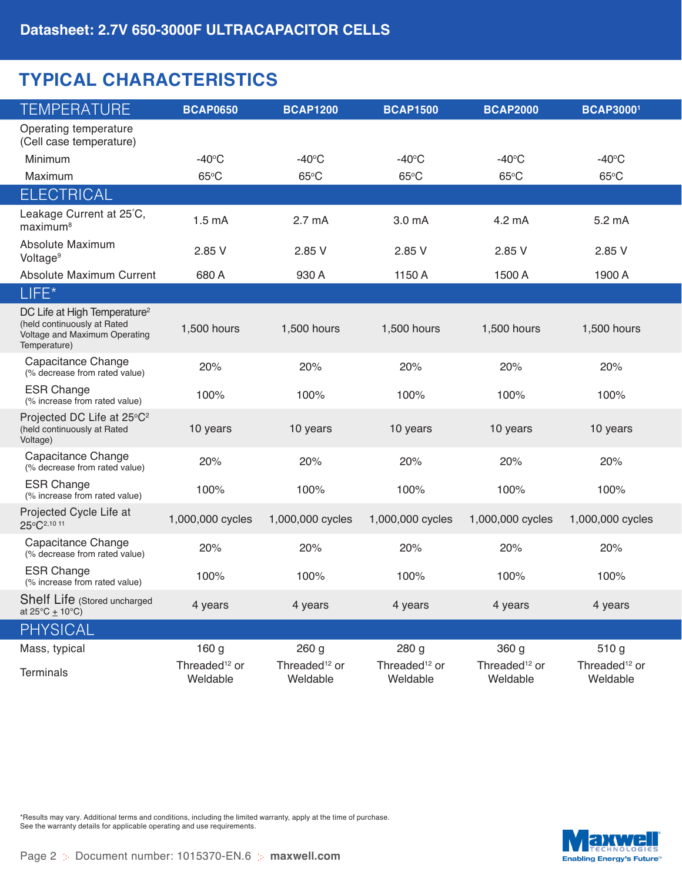# Datasheet: 2.7V 650-3000F ULTRACAPACITOR CELLS

## TYPICAL CHARACTERISTICS

| TEMPERATURE | BCAP0650 | BCAP1200 | BCAP1500 | BCAP2000 | BCAP3000[1] |
|---|---|---|---|---|---|
| Operating temperature (Cell case temperature) | | | | | |
| Minimum | -40°C | -40°C | -40°C | -40°C | -40°C |
| Maximum | 65°C | 65°C | 65°C | 65°C | 65°C |
| **ELECTRICAL** | | | | | |
| Leakage Current at 25˚C, maximum[8] | 1.5 mA | 2.7 mA | 3.0 mA | 4.2 mA | 5.2 mA |
| Absolute Maximum Voltage[9] | 2.85 V | 2.85 V | 2.85 V | 2.85 V | 2.85 V |
| Absolute Maximum Current | 680 A | 930 A | 1150 A | 1500 A | 1900 A |
| **LIFE*** | | | | | |
| DC Life at High Temperature[2] (held continuously at Rated Voltage and Maximum Operating Temperature) | 1,500 hours | 1,500 hours | 1,500 hours | 1,500 hours | 1,500 hours |
| Capacitance Change (% decrease from rated value) | 20% | 20% | 20% | 20% | 20% |
| ESR Change (% increase from rated value) | 100% | 100% | 100% | 100% | 100% |
| Projected DC Life at 25°C[2] (held continuously at Rated Voltage) | 10 years | 10 years | 10 years | 10 years | 10 years |
| Capacitance Change (% decrease from rated value) | 20% | 20% | 20% | 20% | 20% |
| ESR Change (% increase from rated value) | 100% | 100% | 100% | 100% | 100% |
| Projected Cycle Life at 25°C[2,10 11] | 1,000,000 cycles | 1,000,000 cycles | 1,000,000 cycles | 1,000,000 cycles | 1,000,000 cycles |
| Capacitance Change (% decrease from rated value) | 20% | 20% | 20% | 20% | 20% |
| ESR Change (% increase from rated value) | 100% | 100% | 100% | 100% | 100% |
| Shelf Life (Stored uncharged at 25°C ± 10°C) | 4 years | 4 years | 4 years | 4 years | 4 years |
| **PHYSICAL** | | | | | |
| Mass, typical | 160 g | 260 g | 280 g | 360 g | 510 g |
| Terminals | Threaded[12] or Weldable | Threaded[12] or Weldable | Threaded[12] or Weldable | Threaded[12] or Weldable | Threaded[12] or Weldable |

*Results may vary. Additional terms and conditions, including the limited warranty, apply at the time of purchase. See the warranty details for applicable operating and use requirements.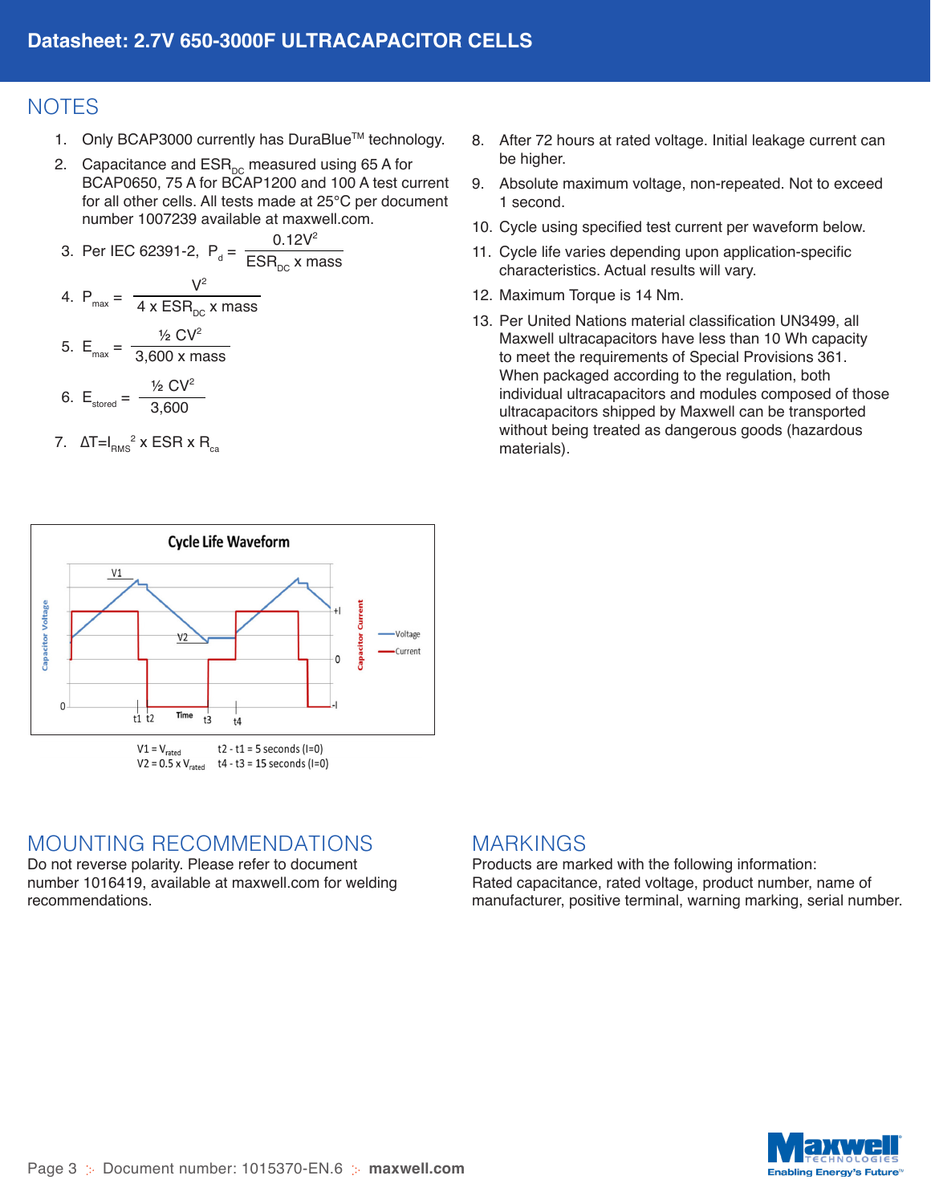## NOTES

1. Only BCAP3000 currently has DuraBlue™ technology.
2. Capacitance and $ESR_{DC}$ measured using 65 A for BCAP0650, 75 A for BCAP1200 and 100 A test current for all other cells. All tests made at 25°C per document number 1007239 available at maxwell.com.
3. Per IEC 62391-2, $P_d = \frac{0.12V^2}{ESR_{DC} \times mass}$
4. $P_{max} = \frac{V^2}{4 \times ESR_{DC} \times mass}$
5. $E_{max} = \frac{½ CV^2}{3{,}600 \times mass}$
6. $E_{stored} = \frac{½ CV^2}{3{,}600}$
7. $\Delta T = I_{RMS}^2 \times ESR \times R_{ca}$
8. After 72 hours at rated voltage. Initial leakage current can be higher.
9. Absolute maximum voltage, non-repeated. Not to exceed 1 second.
10. Cycle using specified test current per waveform below.
11. Cycle life varies depending upon application-specific characteristics. Actual results will vary.
12. Maximum Torque is 14 Nm.
13. Per United Nations material classification UN3499, all Maxwell ultracapacitors have less than 10 Wh capacity to meet the requirements of Special Provisions 361. When packaged according to the regulation, both individual ultracapacitors and modules composed of those ultracapacitors shipped by Maxwell can be transported without being treated as dangerous goods (hazardous materials).

**Cycle Life Waveform**

$V1 = V_{rated}$ $t2 - t1 = 5$ seconds (I=0)
$V2 = 0.5 \times V_{rated}$ $t4 - t3 = 15$ seconds (I=0)

## MOUNTING RECOMMENDATIONS

Do not reverse polarity. Please refer to document number 1016419, available at maxwell.com for welding recommendations.

## MARKINGS

Products are marked with the following information:
Rated capacitance, rated voltage, product number, name of manufacturer, positive terminal, warning marking, serial number.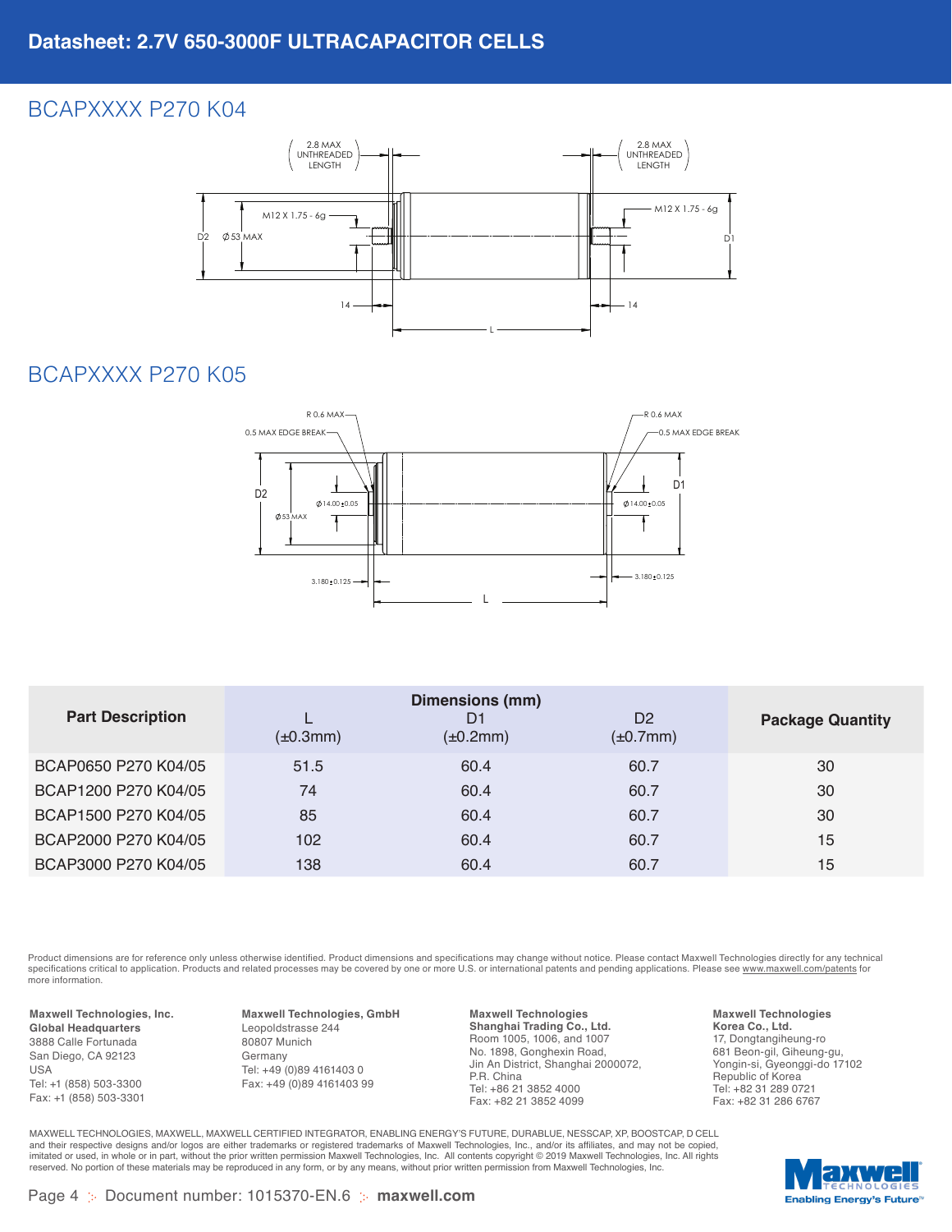## BCAPXXXX P270 K04

2.8 MAX UNTHREADED LENGTH

2.8 MAX UNTHREADED LENGTH

M12 X 1.75 - 6g

M12 X 1.75 - 6g

D2

Ø 53 MAX

D1

14

14

L

## BCAPXXXX P270 K05

R 0.6 MAX

R 0.6 MAX

0.5 MAX EDGE BREAK

0.5 MAX EDGE BREAK

D2

Ø 14.00 ± 0.05

Ø 14.00 ± 0.05

Ø 53 MAX

D1

3.180 ± 0.125

3.180 ± 0.125

L

| Part Description | Dimensions (mm) L (±0.3mm) | D1 (±0.2mm) | D2 (±0.7mm) | Package Quantity |
|---|---|---|---|---|
| BCAP0650 P270 K04/05 | 51.5 | 60.4 | 60.7 | 30 |
| BCAP1200 P270 K04/05 | 74 | 60.4 | 60.7 | 30 |
| BCAP1500 P270 K04/05 | 85 | 60.4 | 60.7 | 30 |
| BCAP2000 P270 K04/05 | 102 | 60.4 | 60.7 | 15 |
| BCAP3000 P270 K04/05 | 138 | 60.4 | 60.7 | 15 |

Product dimensions are for reference only unless otherwise identified. Product dimensions and specifications may change without notice. Please contact Maxwell Technologies directly for any technical specifications critical to application. Products and related processes may be covered by one or more U.S. or international patents and pending applications. Please see www.maxwell.com/patents for more information.

**Maxwell Technologies, Inc.**
**Global Headquarters**
3888 Calle Fortunada
San Diego, CA 92123
USA
Tel: +1 (858) 503-3300
Fax: +1 (858) 503-3301

**Maxwell Technologies, GmbH**
Leopoldstrasse 244
80807 Munich
Germany
Tel: +49 (0)89 4161403 0
Fax: +49 (0)89 4161403 99

**Maxwell Technologies**
**Shanghai Trading Co., Ltd.**
Room 1005, 1006, and 1007
No. 1898, Gonghexin Road,
Jin An District, Shanghai 2000072,
P.R. China
Tel: +86 21 3852 4000
Fax: +82 21 3852 4099

**Maxwell Technologies**
**Korea Co., Ltd.**
17, Dongtangiheung-ro
681 Beon-gil, Giheung-gu,
Yongin-si, Gyeonggi-do 17102
Republic of Korea
Tel: +82 31 289 0721
Fax: +82 31 286 6767

MAXWELL TECHNOLOGIES, MAXWELL, MAXWELL CERTIFIED INTEGRATOR, ENABLING ENERGY'S FUTURE, DURABLUE, NESSCAP, XP, BOOSTCAP, D CELL and their respective designs and/or logos are either trademarks or registered trademarks of Maxwell Technologies, Inc., and/or its affiliates, and may not be copied, imitated or used, in whole or in part, without the prior written permission Maxwell Technologies, Inc. All contents copyright © 2019 Maxwell Technologies, Inc. All rights reserved. No portion of these materials may be reproduced in any form, or by any means, without prior written permission from Maxwell Technologies, Inc.